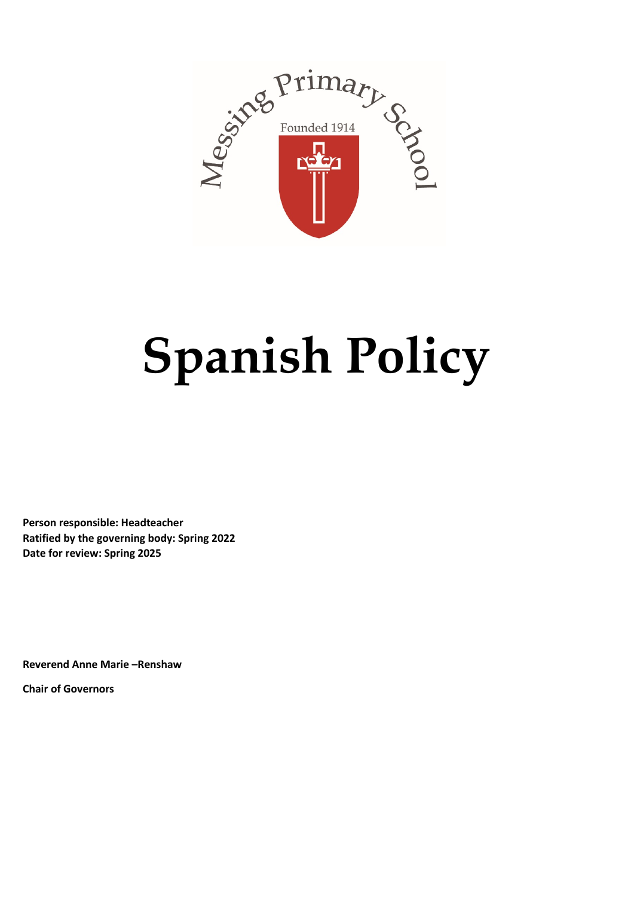Messing Primary School

Founded 1914

# Spanish Policy

**Person responsible: Headteacher**
**Ratified by the governing body: Spring 2022**
**Date for review: Spring 2025**

**Reverend Anne Marie –Renshaw**

**Chair of Governors**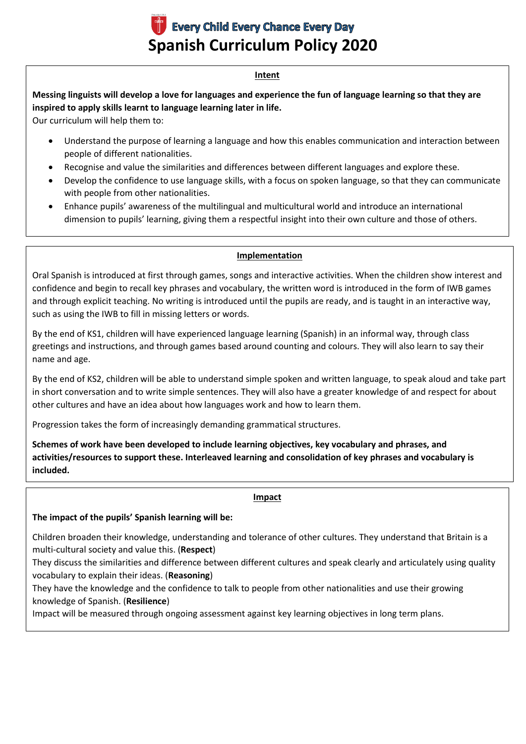**Every Child Every Chance Every Day**

# Spanish Curriculum Policy 2020

## Intent

**Messing linguists will develop a love for languages and experience the fun of language learning so that they are inspired to apply skills learnt to language learning later in life.**

Our curriculum will help them to:

- Understand the purpose of learning a language and how this enables communication and interaction between people of different nationalities.
- Recognise and value the similarities and differences between different languages and explore these.
- Develop the confidence to use language skills, with a focus on spoken language, so that they can communicate with people from other nationalities.
- Enhance pupils' awareness of the multilingual and multicultural world and introduce an international dimension to pupils' learning, giving them a respectful insight into their own culture and those of others.

## Implementation

Oral Spanish is introduced at first through games, songs and interactive activities. When the children show interest and confidence and begin to recall key phrases and vocabulary, the written word is introduced in the form of IWB games and through explicit teaching. No writing is introduced until the pupils are ready, and is taught in an interactive way, such as using the IWB to fill in missing letters or words.

By the end of KS1, children will have experienced language learning (Spanish) in an informal way, through class greetings and instructions, and through games based around counting and colours. They will also learn to say their name and age.

By the end of KS2, children will be able to understand simple spoken and written language, to speak aloud and take part in short conversation and to write simple sentences. They will also have a greater knowledge of and respect for about other cultures and have an idea about how languages work and how to learn them.

Progression takes the form of increasingly demanding grammatical structures.

**Schemes of work have been developed to include learning objectives, key vocabulary and phrases, and activities/resources to support these. Interleaved learning and consolidation of key phrases and vocabulary is included.**

## Impact

**The impact of the pupils' Spanish learning will be:**

Children broaden their knowledge, understanding and tolerance of other cultures. They understand that Britain is a multi-cultural society and value this. (**Respect**)
They discuss the similarities and difference between different cultures and speak clearly and articulately using quality vocabulary to explain their ideas. (**Reasoning**)
They have the knowledge and the confidence to talk to people from other nationalities and use their growing knowledge of Spanish. (**Resilience**)
Impact will be measured through ongoing assessment against key learning objectives in long term plans.